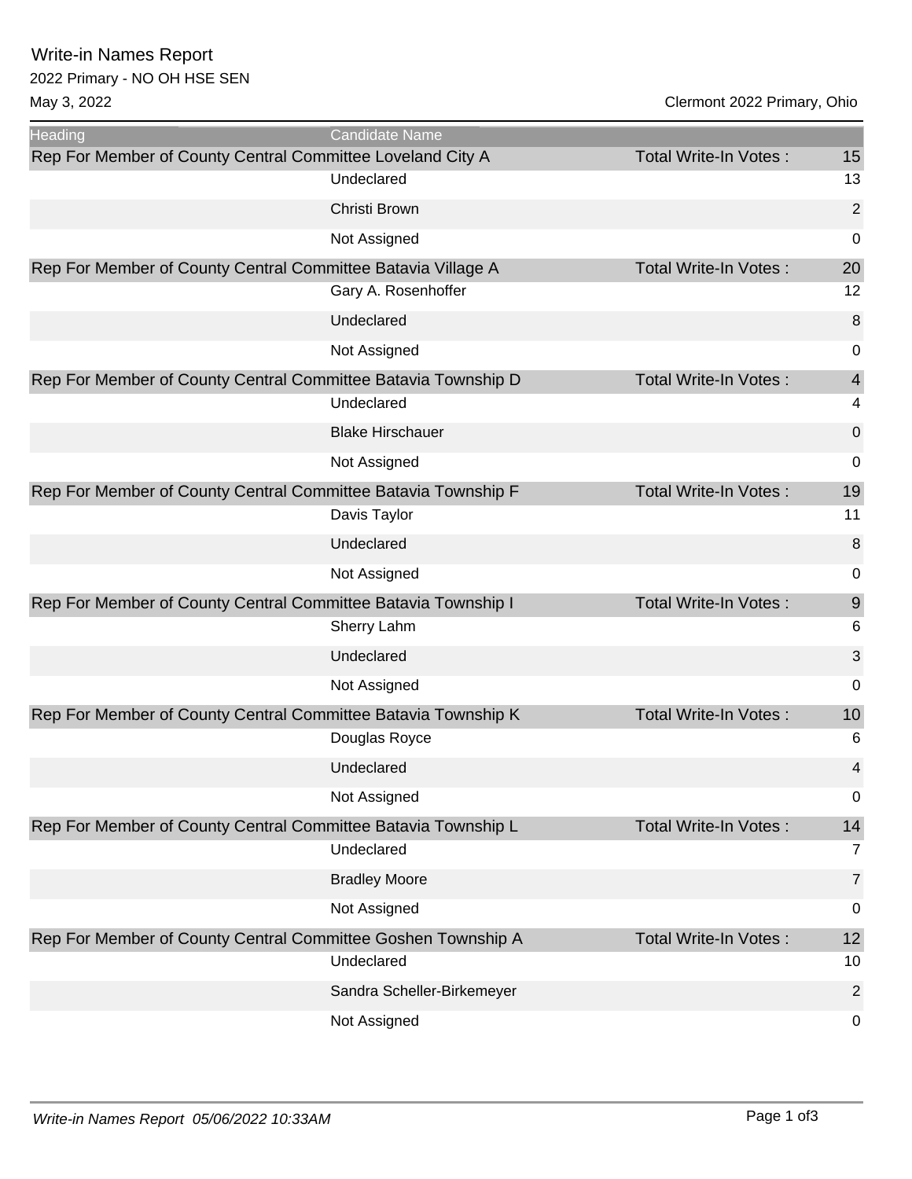# Write-in Names Report

2022 Primary - NO OH HSE SEN

May 3, 2022

Clermont 2022 Primary, Ohio

| Heading | Candidate Name | | |
|---|---|---|---|
| Rep For Member of County Central Committee Loveland City A | | Total Write-In Votes : | 15 |
| | Undeclared | | 13 |
| | Christi Brown | | 2 |
| | Not Assigned | | 0 |
| Rep For Member of County Central Committee Batavia Village A | | Total Write-In Votes : | 20 |
| | Gary A. Rosenhoffer | | 12 |
| | Undeclared | | 8 |
| | Not Assigned | | 0 |
| Rep For Member of County Central Committee Batavia Township D | | Total Write-In Votes : | 4 |
| | Undeclared | | 4 |
| | Blake Hirschauer | | 0 |
| | Not Assigned | | 0 |
| Rep For Member of County Central Committee Batavia Township F | | Total Write-In Votes : | 19 |
| | Davis Taylor | | 11 |
| | Undeclared | | 8 |
| | Not Assigned | | 0 |
| Rep For Member of County Central Committee Batavia Township I | | Total Write-In Votes : | 9 |
| | Sherry Lahm | | 6 |
| | Undeclared | | 3 |
| | Not Assigned | | 0 |
| Rep For Member of County Central Committee Batavia Township K | | Total Write-In Votes : | 10 |
| | Douglas Royce | | 6 |
| | Undeclared | | 4 |
| | Not Assigned | | 0 |
| Rep For Member of County Central Committee Batavia Township L | | Total Write-In Votes : | 14 |
| | Undeclared | | 7 |
| | Bradley Moore | | 7 |
| | Not Assigned | | 0 |
| Rep For Member of County Central Committee Goshen Township A | | Total Write-In Votes : | 12 |
| | Undeclared | | 10 |
| | Sandra Scheller-Birkemeyer | | 2 |
| | Not Assigned | | 0 |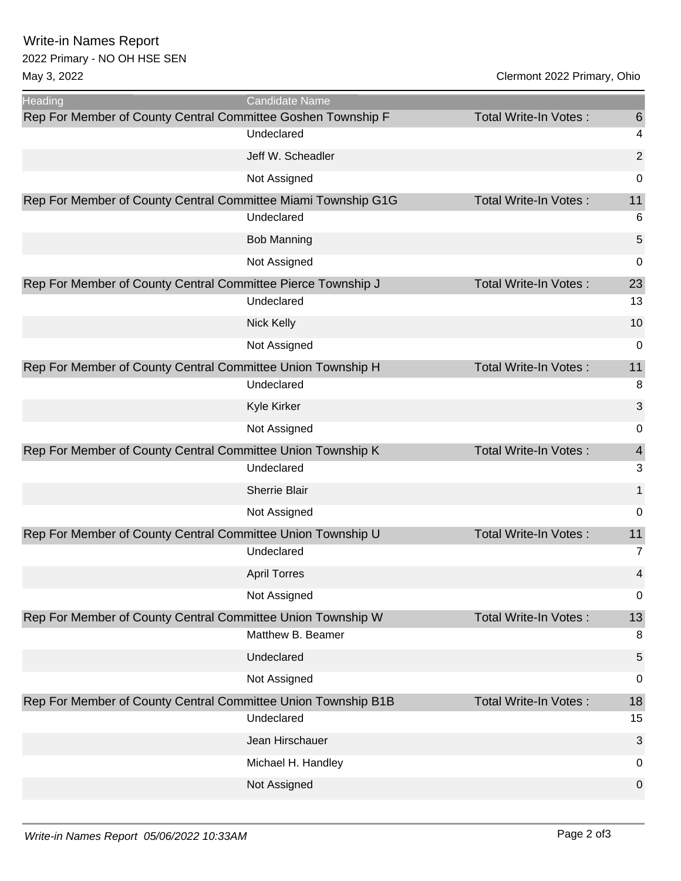# Write-in Names Report

2022 Primary - NO OH HSE SEN

May 3, 2022

Clermont 2022 Primary, Ohio

| Heading | Candidate Name | | |
|---|---|---|---|
| Rep For Member of County Central Committee Goshen Township F | | Total Write-In Votes : | 6 |
| | Undeclared | | 4 |
| | Jeff W. Scheadler | | 2 |
| | Not Assigned | | 0 |
| Rep For Member of County Central Committee Miami Township G1G | | Total Write-In Votes : | 11 |
| | Undeclared | | 6 |
| | Bob Manning | | 5 |
| | Not Assigned | | 0 |
| Rep For Member of County Central Committee Pierce Township J | | Total Write-In Votes : | 23 |
| | Undeclared | | 13 |
| | Nick Kelly | | 10 |
| | Not Assigned | | 0 |
| Rep For Member of County Central Committee Union Township H | | Total Write-In Votes : | 11 |
| | Undeclared | | 8 |
| | Kyle Kirker | | 3 |
| | Not Assigned | | 0 |
| Rep For Member of County Central Committee Union Township K | | Total Write-In Votes : | 4 |
| | Undeclared | | 3 |
| | Sherrie Blair | | 1 |
| | Not Assigned | | 0 |
| Rep For Member of County Central Committee Union Township U | | Total Write-In Votes : | 11 |
| | Undeclared | | 7 |
| | April Torres | | 4 |
| | Not Assigned | | 0 |
| Rep For Member of County Central Committee Union Township W | | Total Write-In Votes : | 13 |
| | Matthew B. Beamer | | 8 |
| | Undeclared | | 5 |
| | Not Assigned | | 0 |
| Rep For Member of County Central Committee Union Township B1B | | Total Write-In Votes : | 18 |
| | Undeclared | | 15 |
| | Jean Hirschauer | | 3 |
| | Michael H. Handley | | 0 |
| | Not Assigned | | 0 |

*Write-in Names Report 05/06/2022 10:33AM*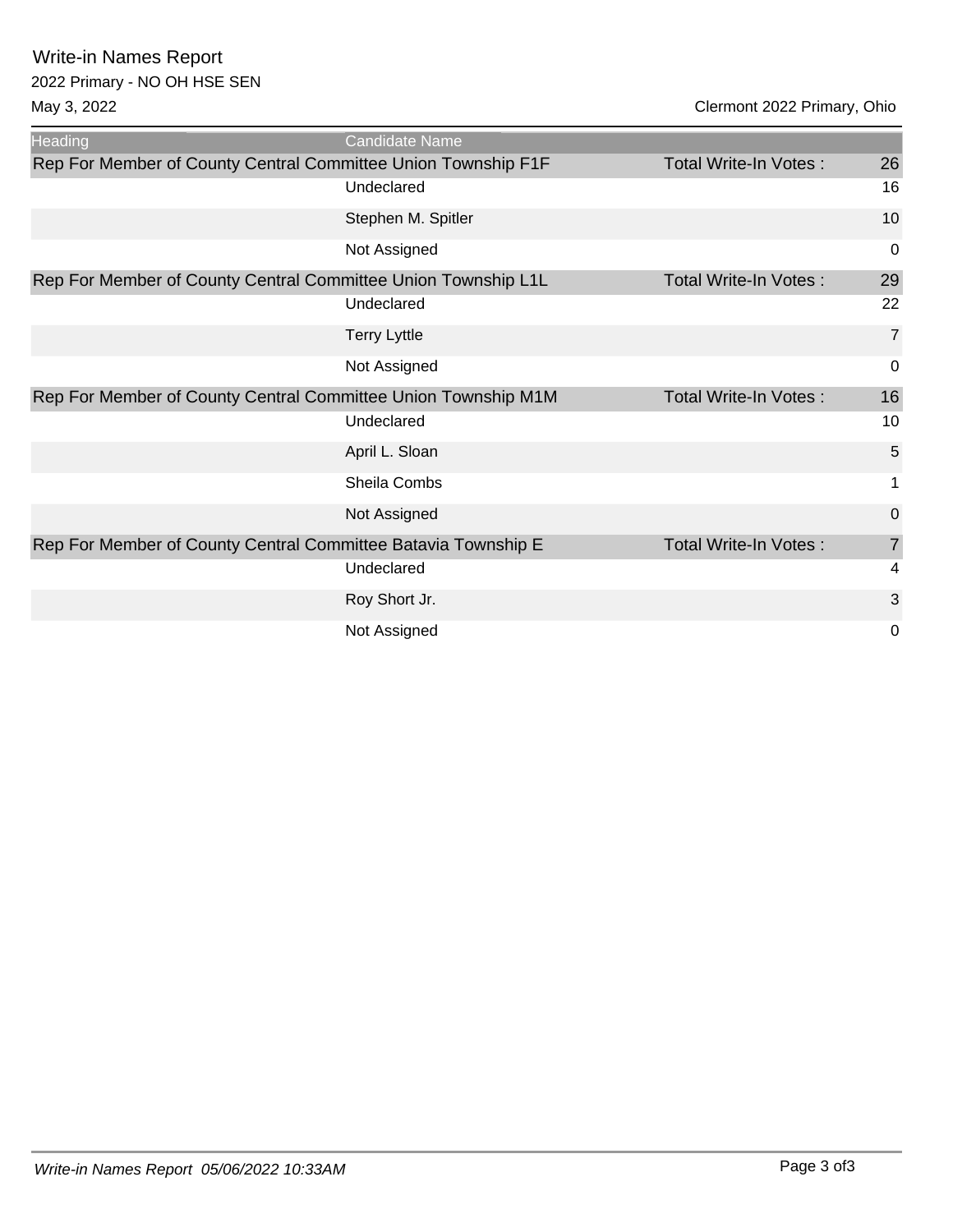# Write-in Names Report

2022 Primary - NO OH HSE SEN

May 3, 2022

Clermont 2022 Primary, Ohio

| Heading | Candidate Name | | |
|---|---|---|---|
| Rep For Member of County Central Committee Union Township F1F | | Total Write-In Votes : | 26 |
| | Undeclared | | 16 |
| | Stephen M. Spitler | | 10 |
| | Not Assigned | | 0 |
| Rep For Member of County Central Committee Union Township L1L | | Total Write-In Votes : | 29 |
| | Undeclared | | 22 |
| | Terry Lyttle | | 7 |
| | Not Assigned | | 0 |
| Rep For Member of County Central Committee Union Township M1M | | Total Write-In Votes : | 16 |
| | Undeclared | | 10 |
| | April L. Sloan | | 5 |
| | Sheila Combs | | 1 |
| | Not Assigned | | 0 |
| Rep For Member of County Central Committee Batavia Township E | | Total Write-In Votes : | 7 |
| | Undeclared | | 4 |
| | Roy Short Jr. | | 3 |
| | Not Assigned | | 0 |

*Write-in Names Report 05/06/2022 10:33AM*